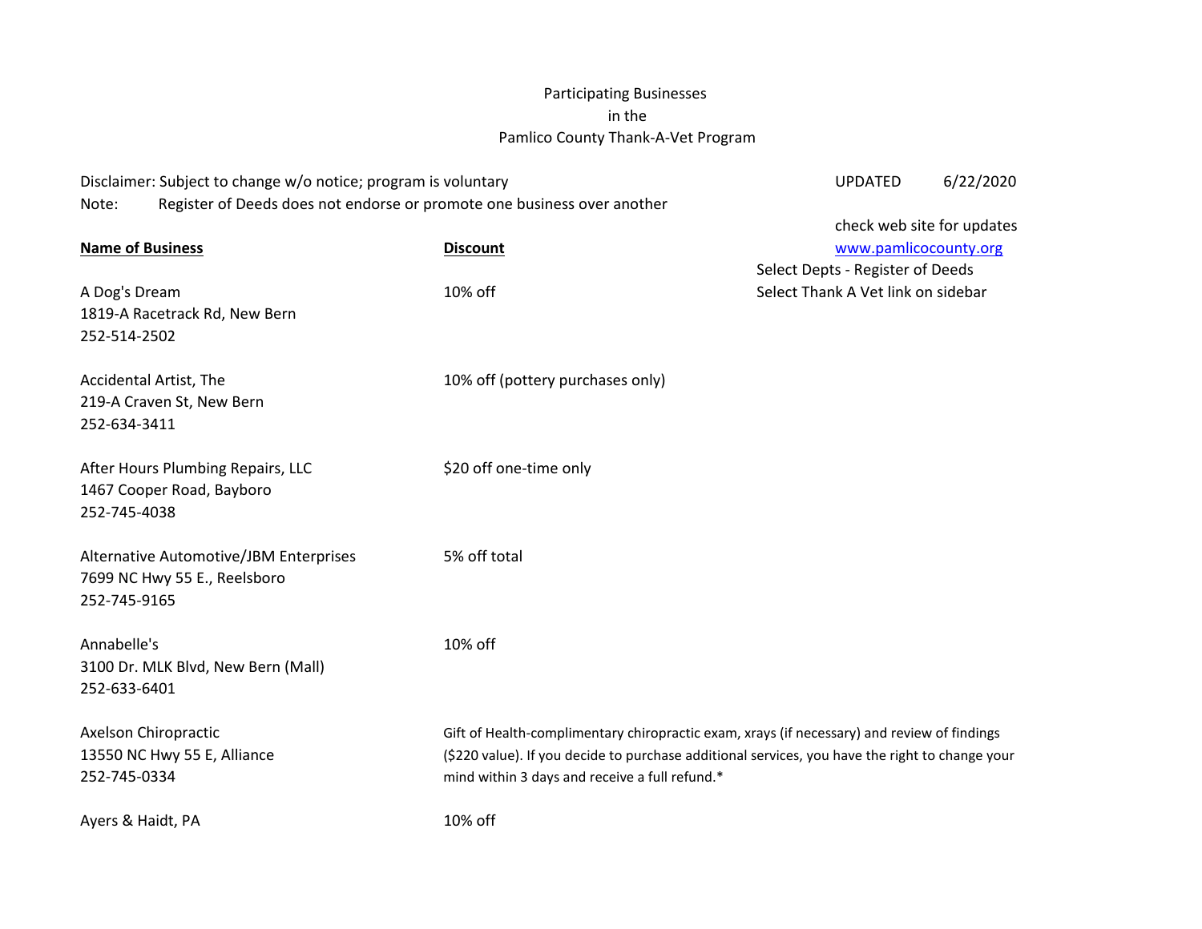# Participating Businesses in the Pamlico County Thank-A-Vet Program

Disclaimer: Subject to change w/o notice; program is voluntary

Note: Register of Deeds does not endorse or promote one business over another

UPDATED 6/22/2020

check web site for updates
[www.pamlicocounty.org](http://www.pamlicocounty.org)
Select Depts - Register of Deeds
Select Thank A Vet link on sidebar

| **Name of Business** | **Discount** |
|---|---|
| A Dog's Dream<br>1819-A Racetrack Rd, New Bern<br>252-514-2502 | 10% off |
| Accidental Artist, The<br>219-A Craven St, New Bern<br>252-634-3411 | 10% off (pottery purchases only) |
| After Hours Plumbing Repairs, LLC<br>1467 Cooper Road, Bayboro<br>252-745-4038 | $20 off one-time only |
| Alternative Automotive/JBM Enterprises<br>7699 NC Hwy 55 E., Reelsboro<br>252-745-9165 | 5% off total |
| Annabelle's<br>3100 Dr. MLK Blvd, New Bern (Mall)<br>252-633-6401 | 10% off |
| Axelson Chiropractic<br>13550 NC Hwy 55 E, Alliance<br>252-745-0334 | Gift of Health-complimentary chiropractic exam, xrays (if necessary) and review of findings ($220 value). If you decide to purchase additional services, you have the right to change your mind within 3 days and receive a full refund.* |
| Ayers & Haidt, PA | 10% off |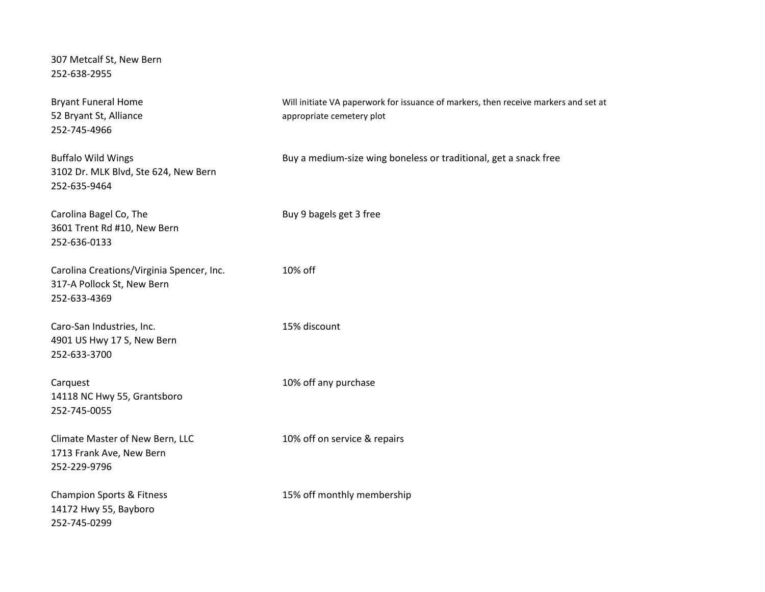307 Metcalf St, New Bern
252-638-2955

| Business | Discount |
| --- | --- |
| Bryant Funeral Home<br>52 Bryant St, Alliance<br>252-745-4966 | Will initiate VA paperwork for issuance of markers, then receive markers and set at appropriate cemetery plot |
| Buffalo Wild Wings<br>3102 Dr. MLK Blvd, Ste 624, New Bern<br>252-635-9464 | Buy a medium-size wing boneless or traditional, get a snack free |
| Carolina Bagel Co, The<br>3601 Trent Rd #10, New Bern<br>252-636-0133 | Buy 9 bagels get 3 free |
| Carolina Creations/Virginia Spencer, Inc.<br>317-A Pollock St, New Bern<br>252-633-4369 | 10% off |
| Caro-San Industries, Inc.<br>4901 US Hwy 17 S, New Bern<br>252-633-3700 | 15% discount |
| Carquest<br>14118 NC Hwy 55, Grantsboro<br>252-745-0055 | 10% off any purchase |
| Climate Master of New Bern, LLC<br>1713 Frank Ave, New Bern<br>252-229-9796 | 10% off on service & repairs |
| Champion Sports & Fitness<br>14172 Hwy 55, Bayboro<br>252-745-0299 | 15% off monthly membership |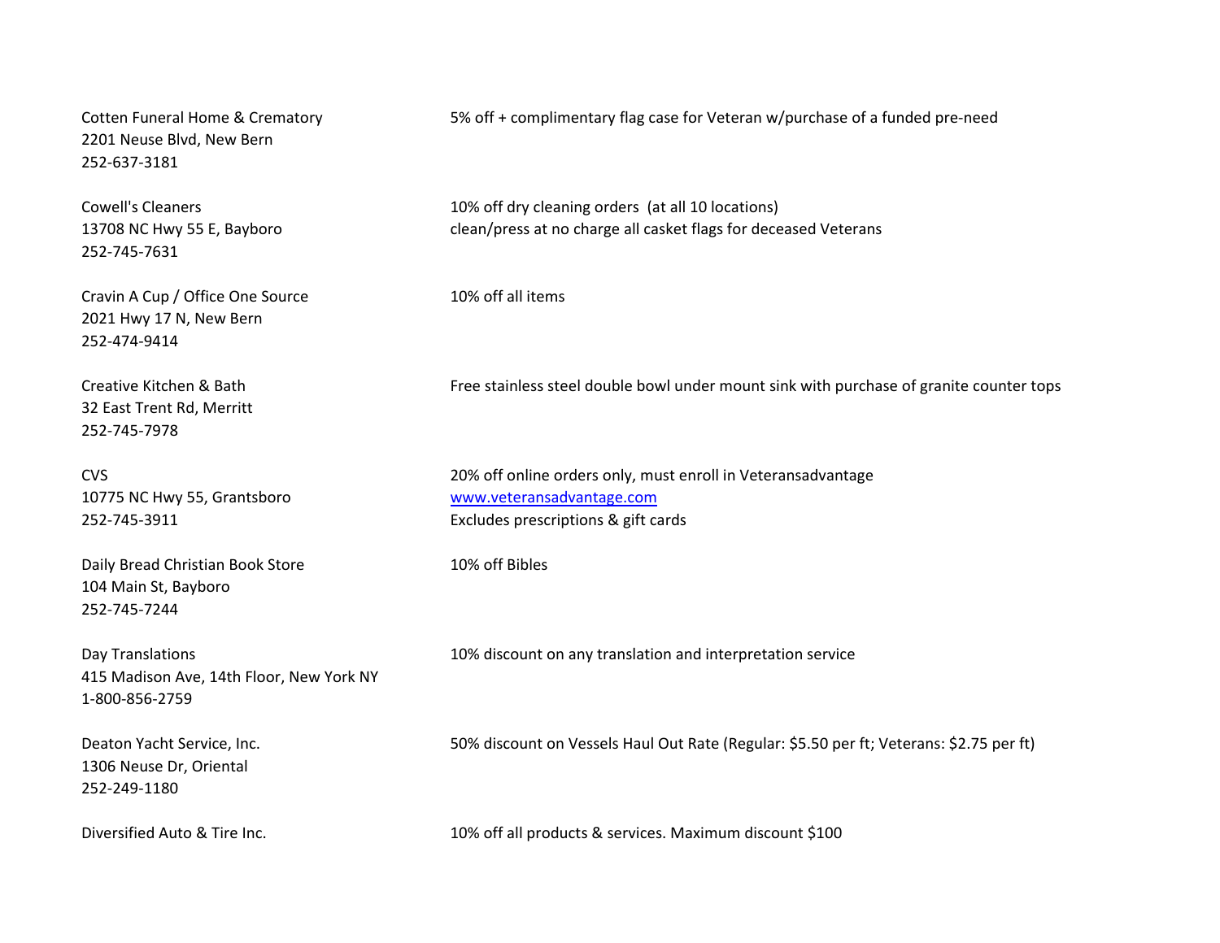| | |
|---|---|
| Cotten Funeral Home & Crematory<br>2201 Neuse Blvd, New Bern<br>252-637-3181 | 5% off + complimentary flag case for Veteran w/purchase of a funded pre-need |
| Cowell's Cleaners<br>13708 NC Hwy 55 E, Bayboro<br>252-745-7631 | 10% off dry cleaning orders (at all 10 locations)<br>clean/press at no charge all casket flags for deceased Veterans |
| Cravin A Cup / Office One Source<br>2021 Hwy 17 N, New Bern<br>252-474-9414 | 10% off all items |
| Creative Kitchen & Bath<br>32 East Trent Rd, Merritt<br>252-745-7978 | Free stainless steel double bowl under mount sink with purchase of granite counter tops |
| CVS<br>10775 NC Hwy 55, Grantsboro<br>252-745-3911 | 20% off online orders only, must enroll in Veteransadvantage<br>[www.veteransadvantage.com](http://www.veteransadvantage.com)<br>Excludes prescriptions & gift cards |
| Daily Bread Christian Book Store<br>104 Main St, Bayboro<br>252-745-7244 | 10% off Bibles |
| Day Translations<br>415 Madison Ave, 14th Floor, New York NY<br>1-800-856-2759 | 10% discount on any translation and interpretation service |
| Deaton Yacht Service, Inc.<br>1306 Neuse Dr, Oriental<br>252-249-1180 | 50% discount on Vessels Haul Out Rate (Regular: $5.50 per ft; Veterans: $2.75 per ft) |
| Diversified Auto & Tire Inc. | 10% off all products & services. Maximum discount $100 |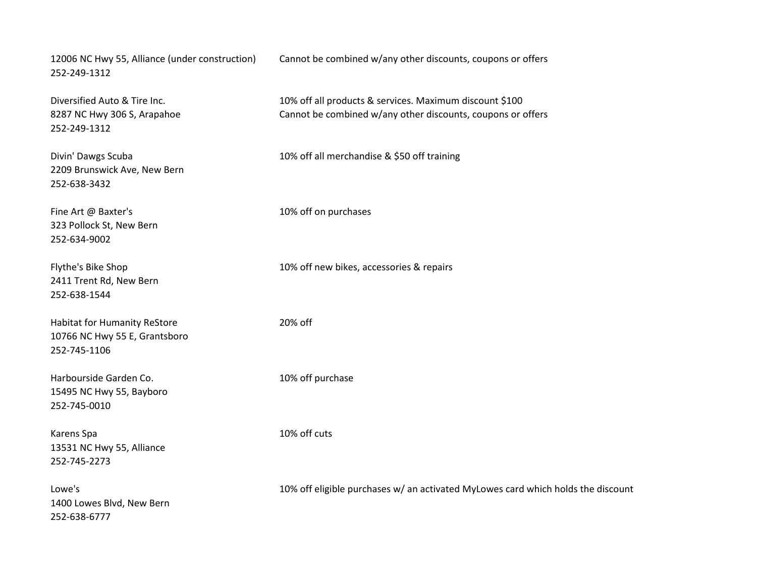| | |
|---|---|
| 12006 NC Hwy 55, Alliance (under construction)<br>252-249-1312 | Cannot be combined w/any other discounts, coupons or offers |
| Diversified Auto & Tire Inc.<br>8287 NC Hwy 306 S, Arapahoe<br>252-249-1312 | 10% off all products & services. Maximum discount $100<br>Cannot be combined w/any other discounts, coupons or offers |
| Divin' Dawgs Scuba<br>2209 Brunswick Ave, New Bern<br>252-638-3432 | 10% off all merchandise & $50 off training |
| Fine Art @ Baxter's<br>323 Pollock St, New Bern<br>252-634-9002 | 10% off on purchases |
| Flythe's Bike Shop<br>2411 Trent Rd, New Bern<br>252-638-1544 | 10% off new bikes, accessories & repairs |
| Habitat for Humanity ReStore<br>10766 NC Hwy 55 E, Grantsboro<br>252-745-1106 | 20% off |
| Harbourside Garden Co.<br>15495 NC Hwy 55, Bayboro<br>252-745-0010 | 10% off purchase |
| Karens Spa<br>13531 NC Hwy 55, Alliance<br>252-745-2273 | 10% off cuts |
| Lowe's<br>1400 Lowes Blvd, New Bern<br>252-638-6777 | 10% off eligible purchases w/ an activated MyLowes card which holds the discount |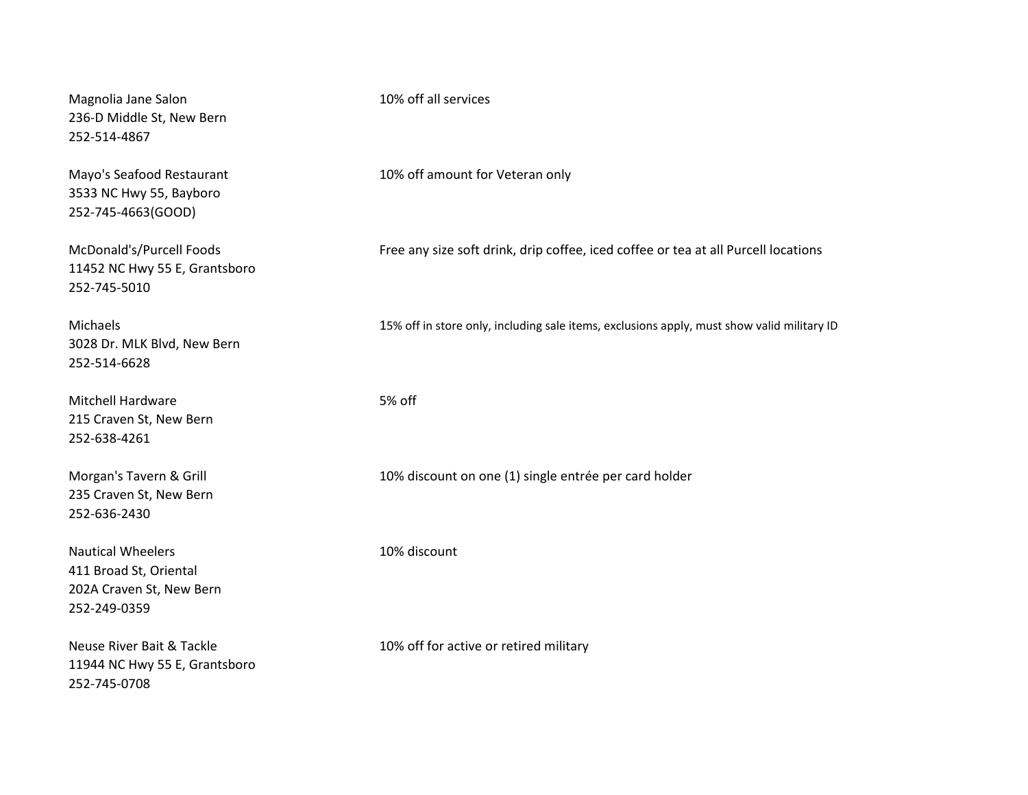| Business | Discount |
|---|---|
| Magnolia Jane Salon<br>236-D Middle St, New Bern<br>252-514-4867 | 10% off all services |
| Mayo's Seafood Restaurant<br>3533 NC Hwy 55, Bayboro<br>252-745-4663(GOOD) | 10% off amount for Veteran only |
| McDonald's/Purcell Foods<br>11452 NC Hwy 55 E, Grantsboro<br>252-745-5010 | Free any size soft drink, drip coffee, iced coffee or tea at all Purcell locations |
| Michaels<br>3028 Dr. MLK Blvd, New Bern<br>252-514-6628 | 15% off in store only, including sale items, exclusions apply, must show valid military ID |
| Mitchell Hardware<br>215 Craven St, New Bern<br>252-638-4261 | 5% off |
| Morgan's Tavern & Grill<br>235 Craven St, New Bern<br>252-636-2430 | 10% discount on one (1) single entrée per card holder |
| Nautical Wheelers<br>411 Broad St, Oriental<br>202A Craven St, New Bern<br>252-249-0359 | 10% discount |
| Neuse River Bait & Tackle<br>11944 NC Hwy 55 E, Grantsboro<br>252-745-0708 | 10% off for active or retired military |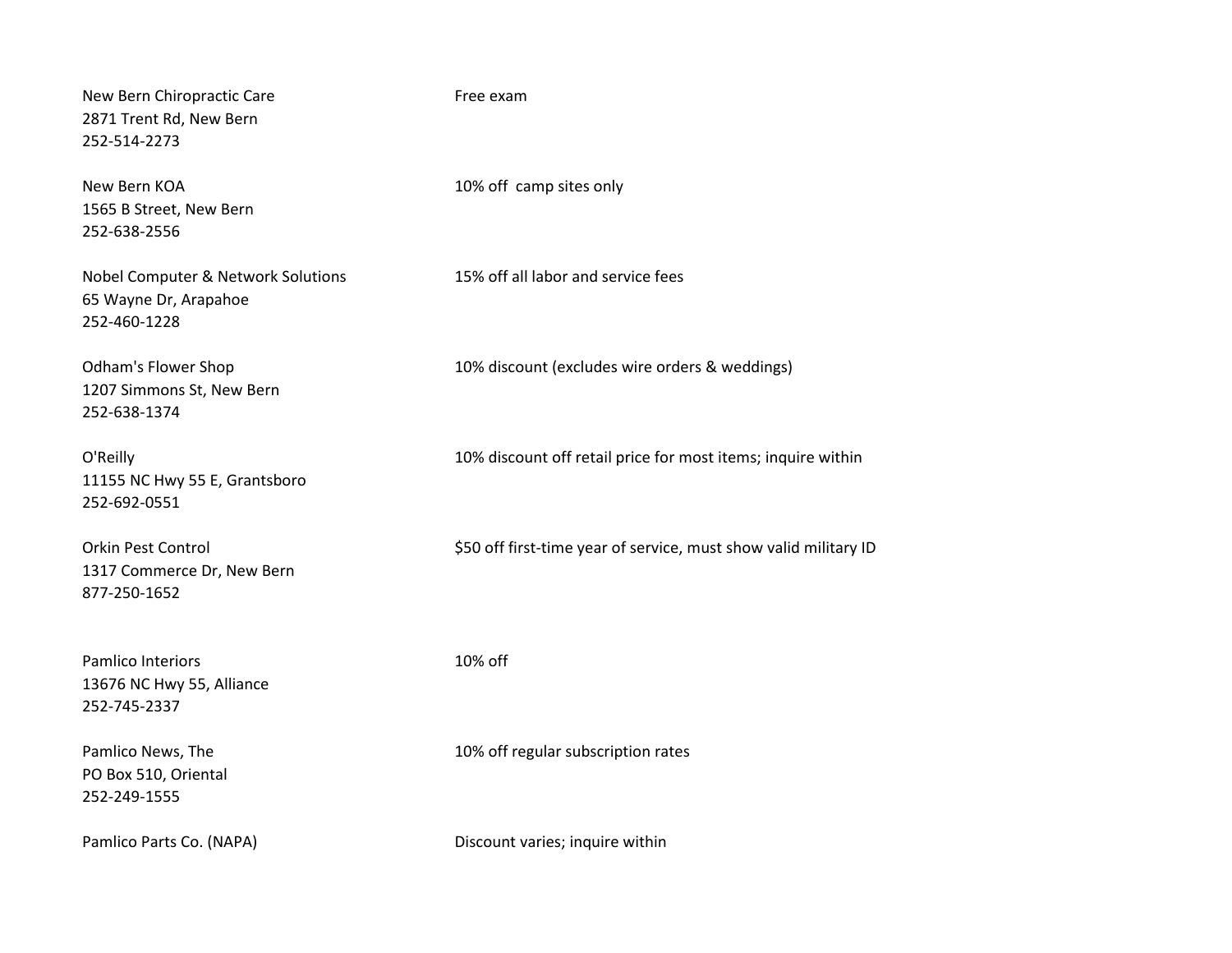| | |
|---|---|
| New Bern Chiropractic Care<br>2871 Trent Rd, New Bern<br>252-514-2273 | Free exam |
| New Bern KOA<br>1565 B Street, New Bern<br>252-638-2556 | 10% off camp sites only |
| Nobel Computer & Network Solutions<br>65 Wayne Dr, Arapahoe<br>252-460-1228 | 15% off all labor and service fees |
| Odham's Flower Shop<br>1207 Simmons St, New Bern<br>252-638-1374 | 10% discount (excludes wire orders & weddings) |
| O'Reilly<br>11155 NC Hwy 55 E, Grantsboro<br>252-692-0551 | 10% discount off retail price for most items; inquire within |
| Orkin Pest Control<br>1317 Commerce Dr, New Bern<br>877-250-1652 | $50 off first-time year of service, must show valid military ID |
| Pamlico Interiors<br>13676 NC Hwy 55, Alliance<br>252-745-2337 | 10% off |
| Pamlico News, The<br>PO Box 510, Oriental<br>252-249-1555 | 10% off regular subscription rates |
| Pamlico Parts Co. (NAPA) | Discount varies; inquire within |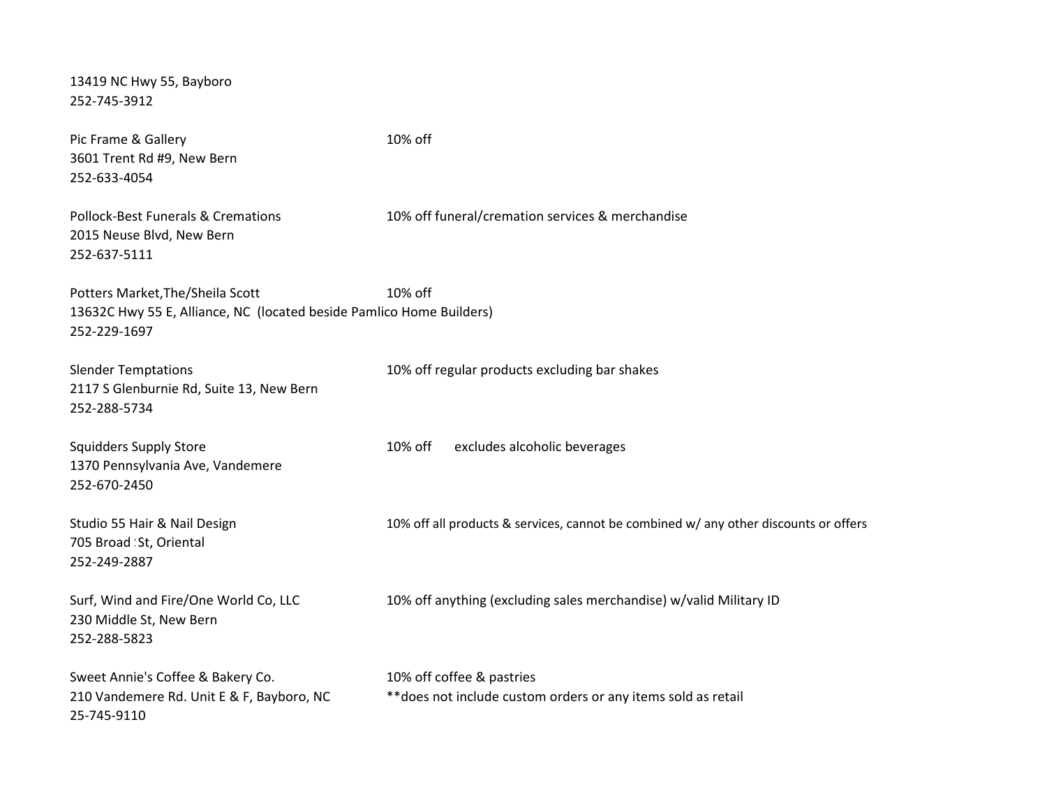13419 NC Hwy 55, Bayboro
252-745-3912

| Business | Discount |
|---|---|
| Pic Frame & Gallery<br>3601 Trent Rd #9, New Bern<br>252-633-4054 | 10% off |
| Pollock-Best Funerals & Cremations<br>2015 Neuse Blvd, New Bern<br>252-637-5111 | 10% off funeral/cremation services & merchandise |
| Potters Market,The/Sheila Scott<br>13632C Hwy 55 E, Alliance, NC (located beside Pamlico Home Builders)<br>252-229-1697 | 10% off |
| Slender Temptations<br>2117 S Glenburnie Rd, Suite 13, New Bern<br>252-288-5734 | 10% off regular products excluding bar shakes |
| Squidders Supply Store<br>1370 Pennsylvania Ave, Vandemere<br>252-670-2450 | 10% off excludes alcoholic beverages |
| Studio 55 Hair & Nail Design<br>705 Broad St, Oriental<br>252-249-2887 | 10% off all products & services, cannot be combined w/ any other discounts or offers |
| Surf, Wind and Fire/One World Co, LLC<br>230 Middle St, New Bern<br>252-288-5823 | 10% off anything (excluding sales merchandise) w/valid Military ID |
| Sweet Annie's Coffee & Bakery Co.<br>210 Vandemere Rd. Unit E & F, Bayboro, NC<br>25-745-9110 | 10% off coffee & pastries<br>**does not include custom orders or any items sold as retail |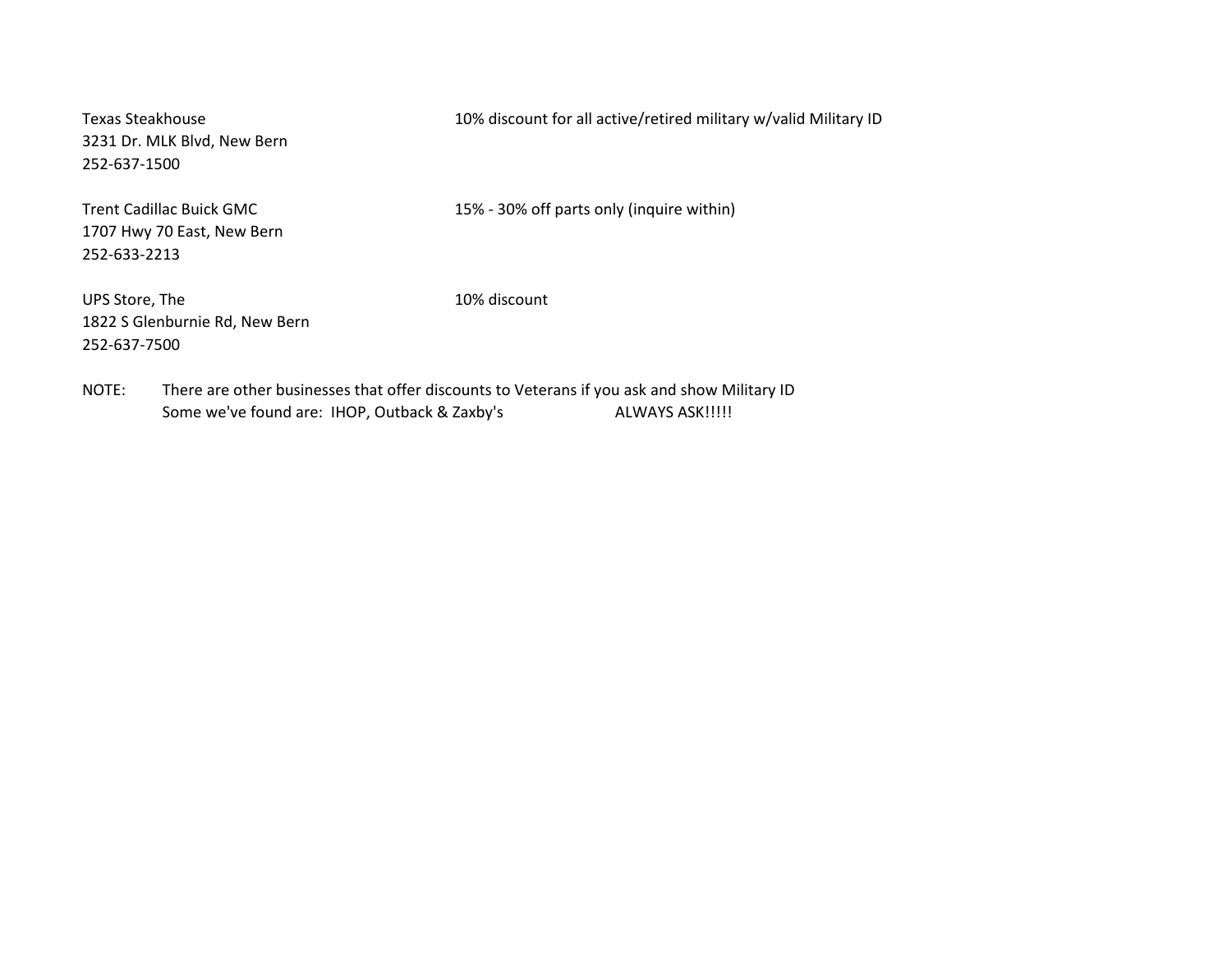| | |
|---|---|
| Texas Steakhouse<br>3231 Dr. MLK Blvd, New Bern<br>252-637-1500 | 10% discount for all active/retired military w/valid Military ID |
| Trent Cadillac Buick GMC<br>1707 Hwy 70 East, New Bern<br>252-633-2213 | 15% - 30% off parts only (inquire within) |
| UPS Store, The<br>1822 S Glenburnie Rd, New Bern<br>252-637-7500 | 10% discount |

NOTE: There are other businesses that offer discounts to Veterans if you ask and show Military ID
Some we've found are: IHOP, Outback & Zaxby's ALWAYS ASK!!!!!